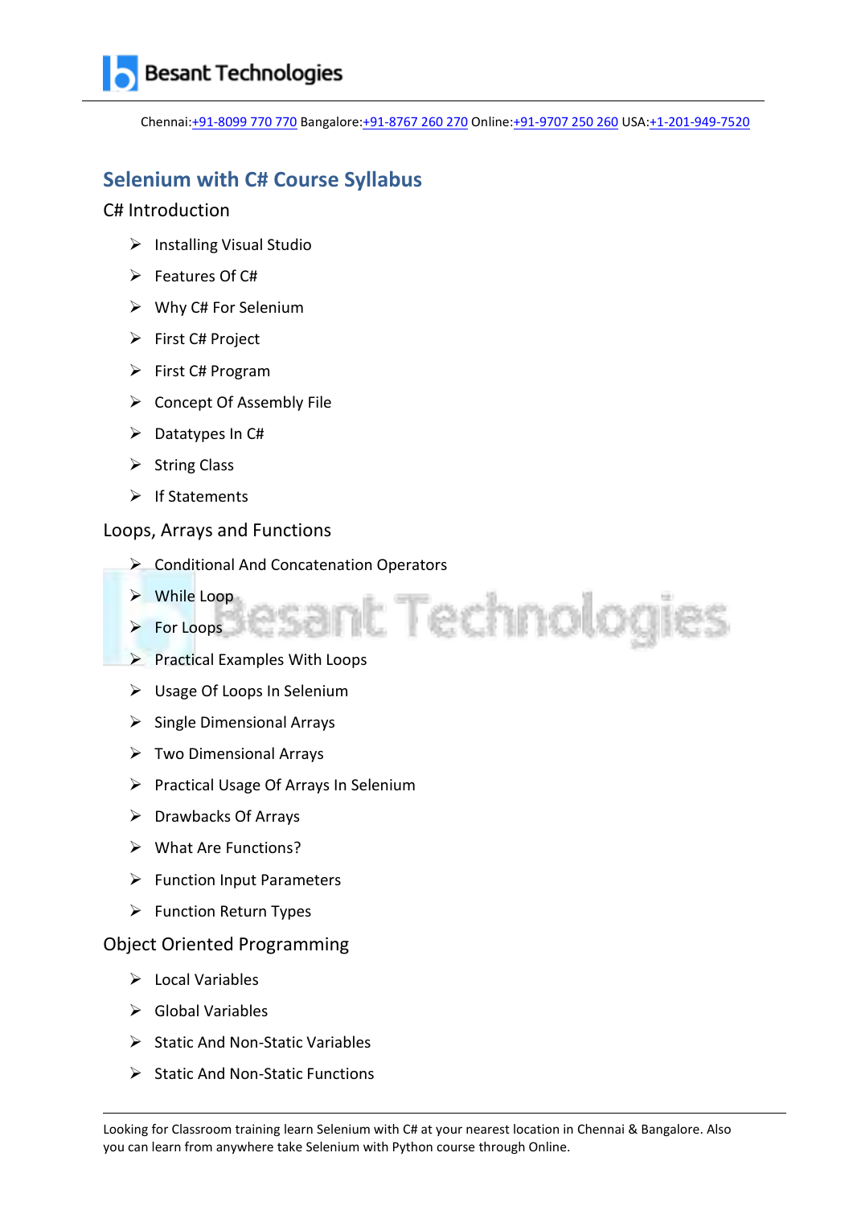Besant Technologies

Chennai:+91-8099 770 770 Bangalore:+91-8767 260 270 Online:+91-9707 250 260 USA:+1-201-949-7520

# Selenium with C# Course Syllabus

## C# Introduction

- Installing Visual Studio
- Features Of C#
- Why C# For Selenium
- First C# Project
- First C# Program
- Concept Of Assembly File
- Datatypes In C#
- String Class
- If Statements

## Loops, Arrays and Functions

- Conditional And Concatenation Operators
- While Loop
- For Loops
- Practical Examples With Loops
- Usage Of Loops In Selenium
- Single Dimensional Arrays
- Two Dimensional Arrays
- Practical Usage Of Arrays In Selenium
- Drawbacks Of Arrays
- What Are Functions?
- Function Input Parameters
- Function Return Types

## Object Oriented Programming

- Local Variables
- Global Variables
- Static And Non-Static Variables
- Static And Non-Static Functions

Looking for Classroom training learn Selenium with C# at your nearest location in Chennai & Bangalore. Also you can learn from anywhere take Selenium with Python course through Online.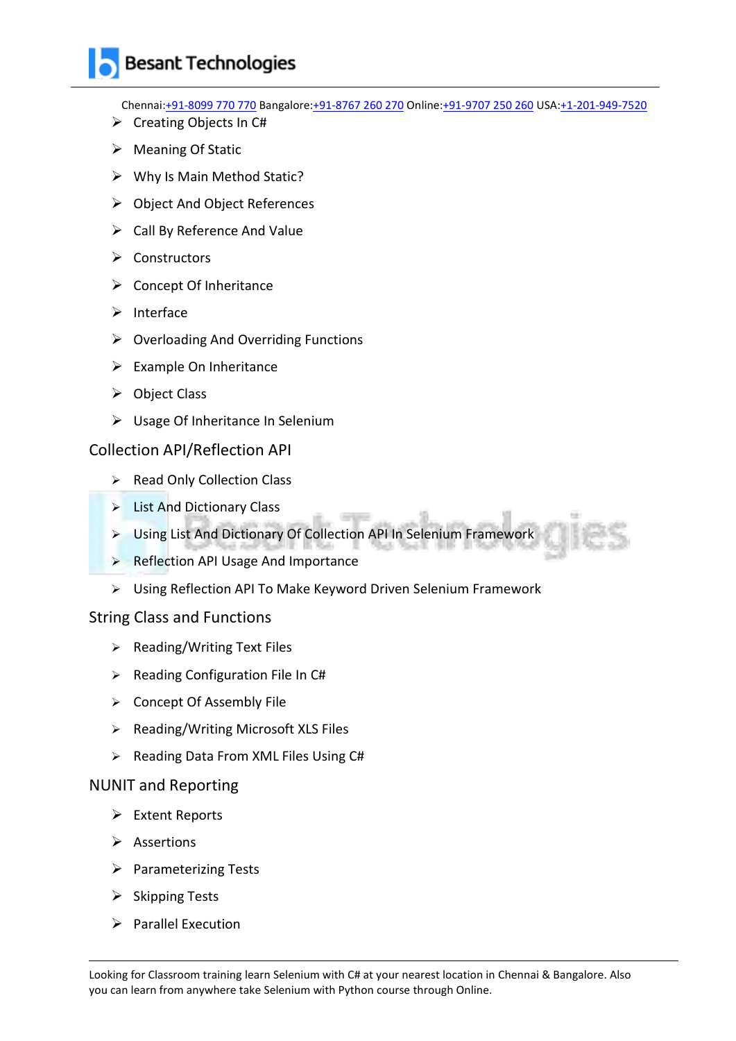- Creating Objects In C#
- Meaning Of Static
- Why Is Main Method Static?
- Object And Object References
- Call By Reference And Value
- Constructors
- Concept Of Inheritance
- Interface
- Overloading And Overriding Functions
- Example On Inheritance
- Object Class
- Usage Of Inheritance In Selenium

## Collection API/Reflection API

- Read Only Collection Class
- List And Dictionary Class
- Using List And Dictionary Of Collection API In Selenium Framework
- Reflection API Usage And Importance
- Using Reflection API To Make Keyword Driven Selenium Framework

## String Class and Functions

- Reading/Writing Text Files
- Reading Configuration File In C#
- Concept Of Assembly File
- Reading/Writing Microsoft XLS Files
- Reading Data From XML Files Using C#

## NUNIT and Reporting

- Extent Reports
- Assertions
- Parameterizing Tests
- Skipping Tests
- Parallel Execution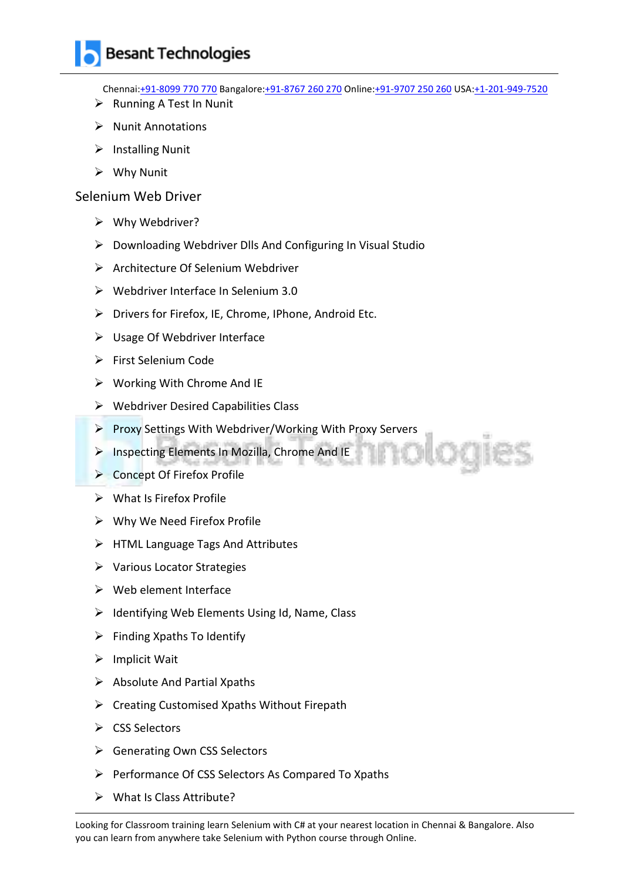- Running A Test In Nunit
- Nunit Annotations
- Installing Nunit
- Why Nunit

## Selenium Web Driver

- Why Webdriver?
- Downloading Webdriver Dlls And Configuring In Visual Studio
- Architecture Of Selenium Webdriver
- Webdriver Interface In Selenium 3.0
- Drivers for Firefox, IE, Chrome, IPhone, Android Etc.
- Usage Of Webdriver Interface
- First Selenium Code
- Working With Chrome And IE
- Webdriver Desired Capabilities Class
- Proxy Settings With Webdriver/Working With Proxy Servers
- Inspecting Elements In Mozilla, Chrome And IE
- Concept Of Firefox Profile
- What Is Firefox Profile
- Why We Need Firefox Profile
- HTML Language Tags And Attributes
- Various Locator Strategies
- Web element Interface
- Identifying Web Elements Using Id, Name, Class
- Finding Xpaths To Identify
- Implicit Wait
- Absolute And Partial Xpaths
- Creating Customised Xpaths Without Firepath
- CSS Selectors
- Generating Own CSS Selectors
- Performance Of CSS Selectors As Compared To Xpaths
- What Is Class Attribute?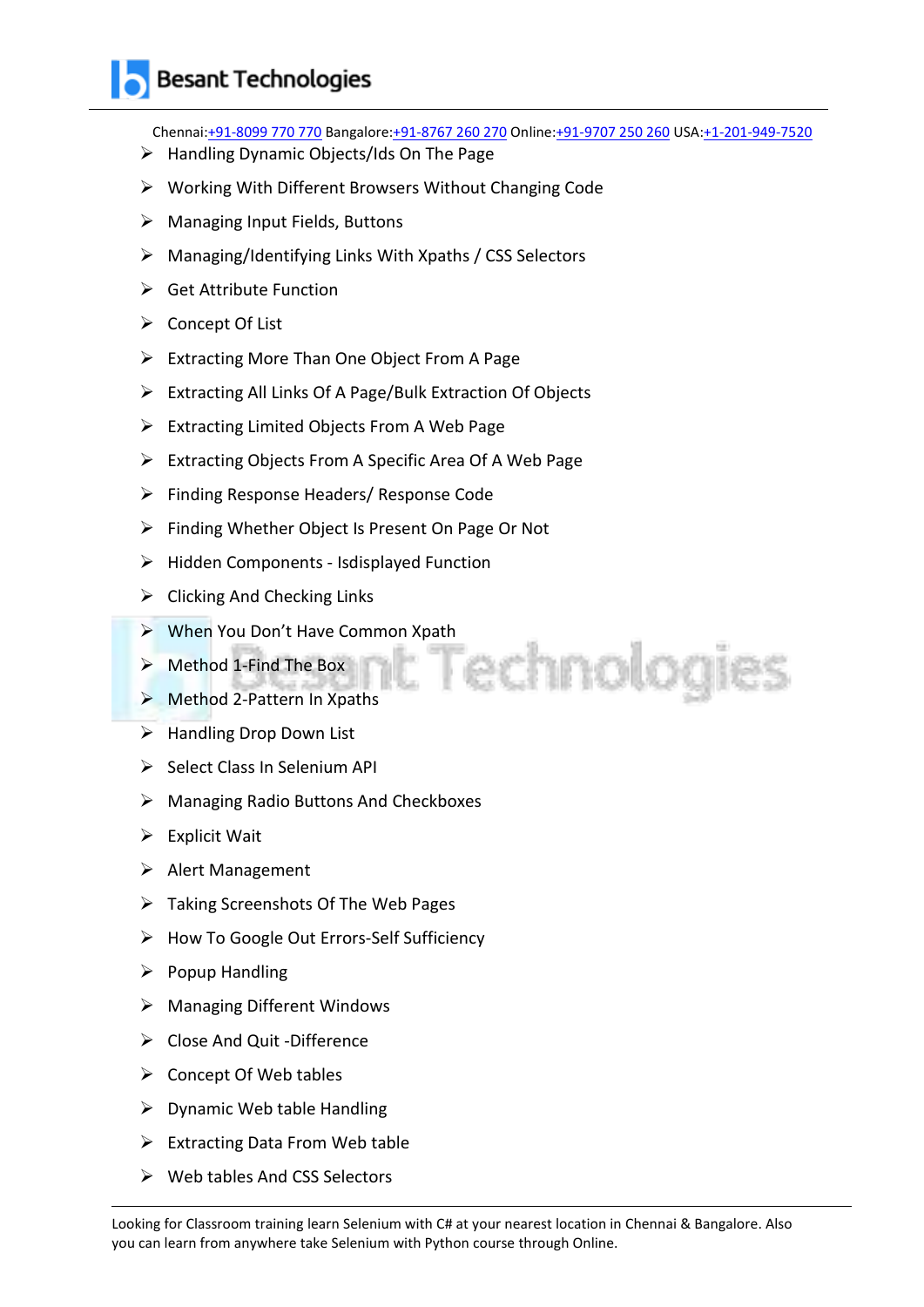- Handling Dynamic Objects/Ids On The Page
- Working With Different Browsers Without Changing Code
- Managing Input Fields, Buttons
- Managing/Identifying Links With Xpaths / CSS Selectors
- Get Attribute Function
- Concept Of List
- Extracting More Than One Object From A Page
- Extracting All Links Of A Page/Bulk Extraction Of Objects
- Extracting Limited Objects From A Web Page
- Extracting Objects From A Specific Area Of A Web Page
- Finding Response Headers/ Response Code
- Finding Whether Object Is Present On Page Or Not
- Hidden Components - Isdisplayed Function
- Clicking And Checking Links
- When You Don't Have Common Xpath
- Method 1-Find The Box
- Method 2-Pattern In Xpaths
- Handling Drop Down List
- Select Class In Selenium API
- Managing Radio Buttons And Checkboxes
- Explicit Wait
- Alert Management
- Taking Screenshots Of The Web Pages
- How To Google Out Errors-Self Sufficiency
- Popup Handling
- Managing Different Windows
- Close And Quit -Difference
- Concept Of Web tables
- Dynamic Web table Handling
- Extracting Data From Web table
- Web tables And CSS Selectors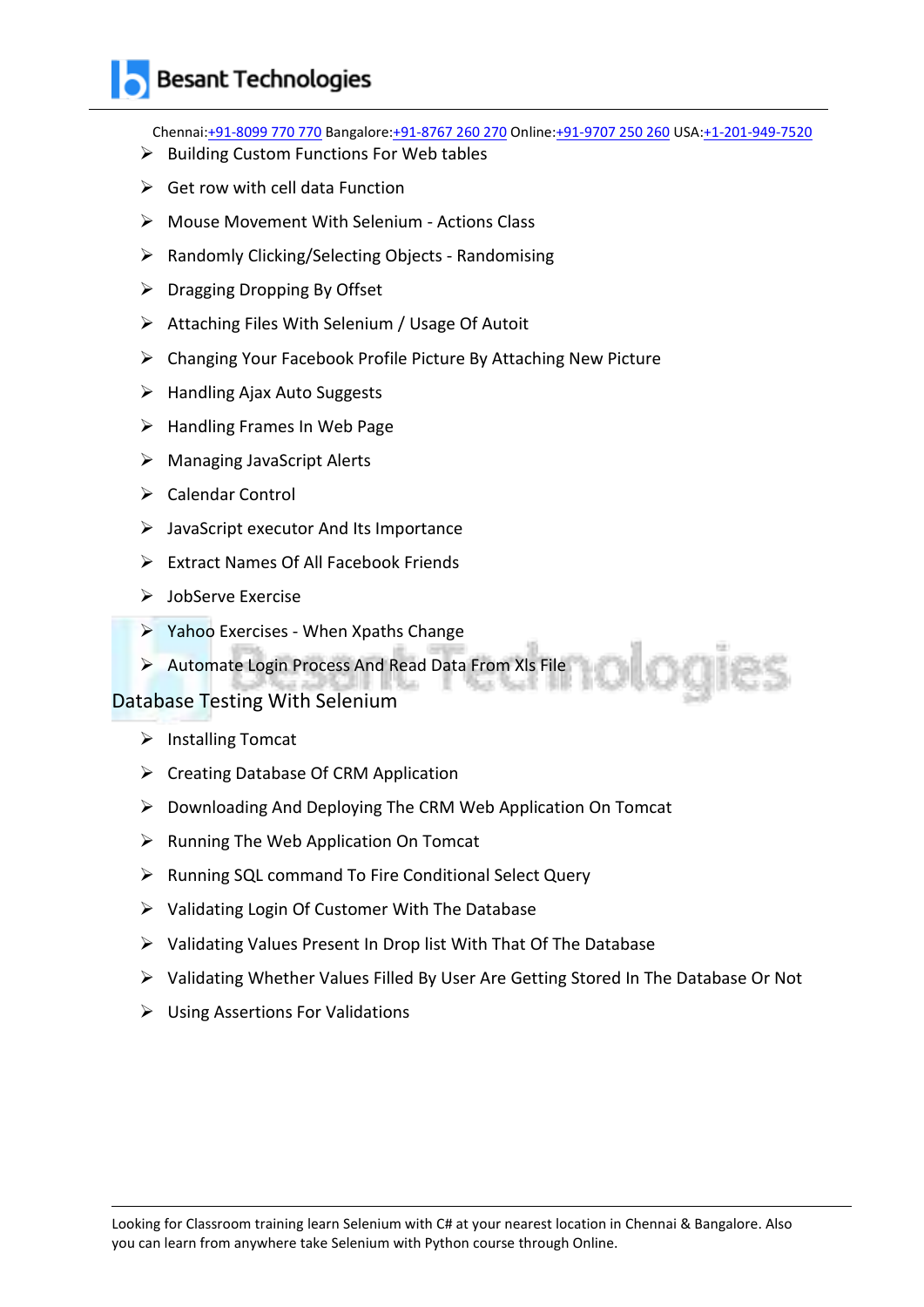- Building Custom Functions For Web tables
- Get row with cell data Function
- Mouse Movement With Selenium - Actions Class
- Randomly Clicking/Selecting Objects - Randomising
- Dragging Dropping By Offset
- Attaching Files With Selenium / Usage Of Autoit
- Changing Your Facebook Profile Picture By Attaching New Picture
- Handling Ajax Auto Suggests
- Handling Frames In Web Page
- Managing JavaScript Alerts
- Calendar Control
- JavaScript executor And Its Importance
- Extract Names Of All Facebook Friends
- JobServe Exercise
- Yahoo Exercises - When Xpaths Change
- Automate Login Process And Read Data From Xls File

## Database Testing With Selenium

- Installing Tomcat
- Creating Database Of CRM Application
- Downloading And Deploying The CRM Web Application On Tomcat
- Running The Web Application On Tomcat
- Running SQL command To Fire Conditional Select Query
- Validating Login Of Customer With The Database
- Validating Values Present In Drop list With That Of The Database
- Validating Whether Values Filled By User Are Getting Stored In The Database Or Not
- Using Assertions For Validations